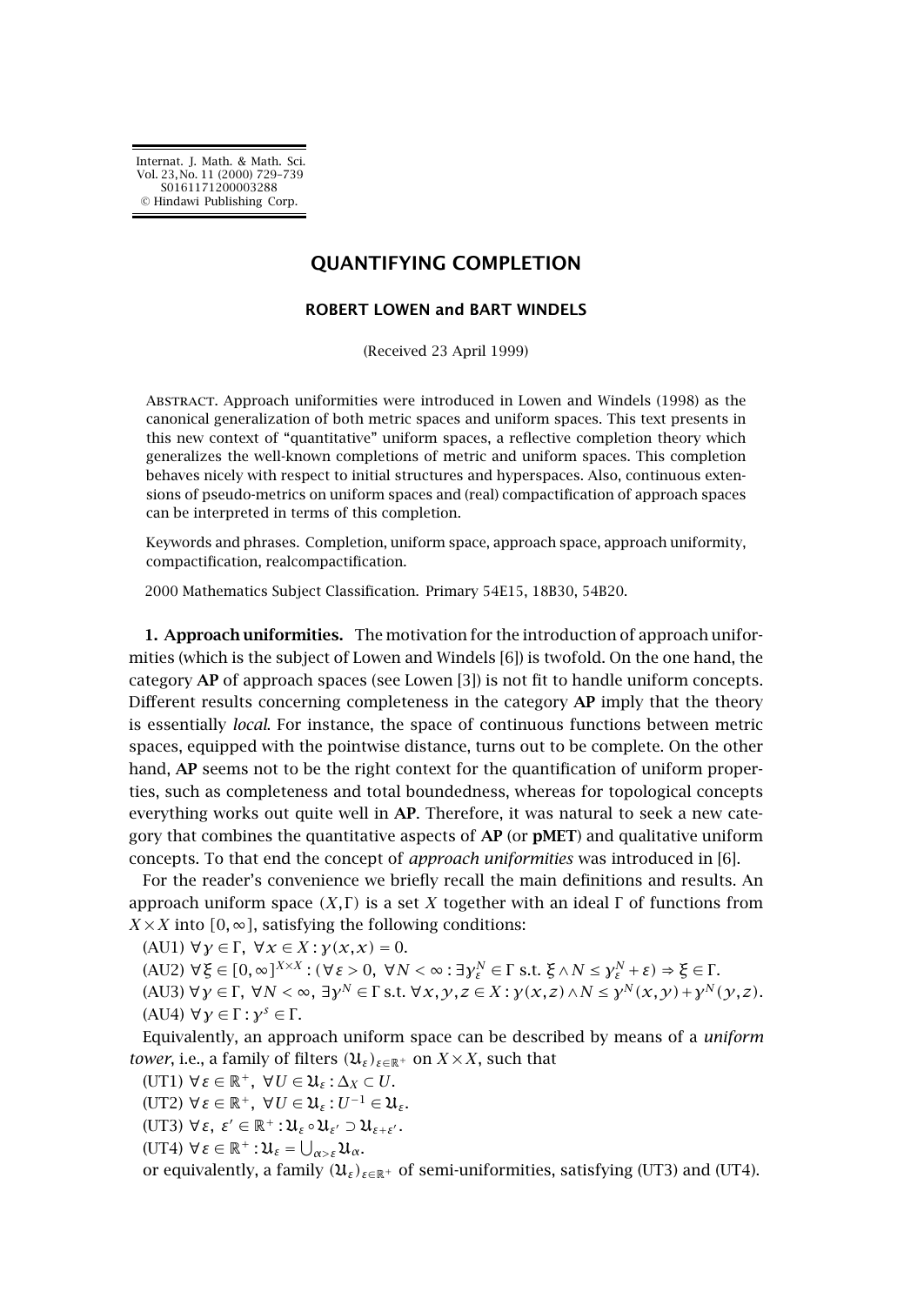# QUANTIFYING COMPLETION

**ROBERT LOWEN and BART WINDELS**

(Received 23 April 1999)

Abstract. Approach uniformities were introduced in Lowen and Windels (1998) as the canonical generalization of both metric spaces and uniform spaces. This text presents in this new context of "quantitative" uniform spaces, a reflective completion theory which generalizes the well-known completions of metric and uniform spaces. This completion behaves nicely with respect to initial structures and hyperspaces. Also, continuous extensions of pseudo-metrics on uniform spaces and (real) compactification of approach spaces can be interpreted in terms of this completion.

Keywords and phrases. Completion, uniform space, approach space, approach uniformity, compactification, realcompactification.

2000 Mathematics Subject Classification. Primary 54E15, 18B30, 54B20.

**1. Approach uniformities.** The motivation for the introduction of approach uniformities (which is the subject of Lowen and Windels [6]) is twofold. On the one hand, the category **AP** of approach spaces (see Lowen [3]) is not fit to handle uniform concepts. Different results concerning completeness in the category **AP** imply that the theory is essentially *local*. For instance, the space of continuous functions between metric spaces, equipped with the pointwise distance, turns out to be complete. On the other hand, **AP** seems not to be the right context for the quantification of uniform properties, such as completeness and total boundedness, whereas for topological concepts everything works out quite well in **AP**. Therefore, it was natural to seek a new category that combines the quantitative aspects of **AP** (or **pMET**) and qualitative uniform concepts. To that end the concept of *approach uniformities* was introduced in [6].

For the reader's convenience we briefly recall the main definitions and results. An approach uniform space $(X,\Gamma)$ is a set $X$ together with an ideal $\Gamma$ of functions from $X\times X$ into $[0,\infty]$, satisfying the following conditions:

(AU1) $\forall \gamma\in\Gamma,\ \forall x\in X: \gamma(x,x)=0$.

(AU2) $\forall \xi\in[0,\infty]^{X\times X}: (\forall \varepsilon>0,\ \forall N<\infty: \exists \gamma^N_\varepsilon\in\Gamma \text{ s.t. } \xi\wedge N\le \gamma^N_\varepsilon+\varepsilon)\Rightarrow \xi\in\Gamma$.

(AU3) $\forall \gamma\in\Gamma,\ \forall N<\infty,\ \exists \gamma^N\in\Gamma \text{ s.t. } \forall x,y,z\in X: \gamma(x,z)\wedge N\le \gamma^N(x,y)+\gamma^N(y,z)$.

(AU4) $\forall \gamma\in\Gamma: \gamma^s\in\Gamma$.

Equivalently, an approach uniform space can be described by means of a *uniform tower*, i.e., a family of filters $(\mathfrak{U}_\varepsilon)_{\varepsilon\in\mathbb{R}^+}$ on $X\times X$, such that

(UT1) $\forall \varepsilon\in\mathbb{R}^+,\ \forall U\in\mathfrak{U}_\varepsilon: \Delta_X\subset U$.

(UT2) $\forall \varepsilon\in\mathbb{R}^+,\ \forall U\in\mathfrak{U}_\varepsilon: U^{-1}\in\mathfrak{U}_\varepsilon$.

(UT3) $\forall \varepsilon,\ \varepsilon'\in\mathbb{R}^+: \mathfrak{U}_\varepsilon\circ\mathfrak{U}_{\varepsilon'}\supset\mathfrak{U}_{\varepsilon+\varepsilon'}$.

(UT4) $\forall \varepsilon\in\mathbb{R}^+: \mathfrak{U}_\varepsilon=\bigcup_{\alpha>\varepsilon}\mathfrak{U}_\alpha$.

or equivalently, a family $(\mathfrak{U}_\varepsilon)_{\varepsilon\in\mathbb{R}^+}$ of semi-uniformities, satisfying (UT3) and (UT4).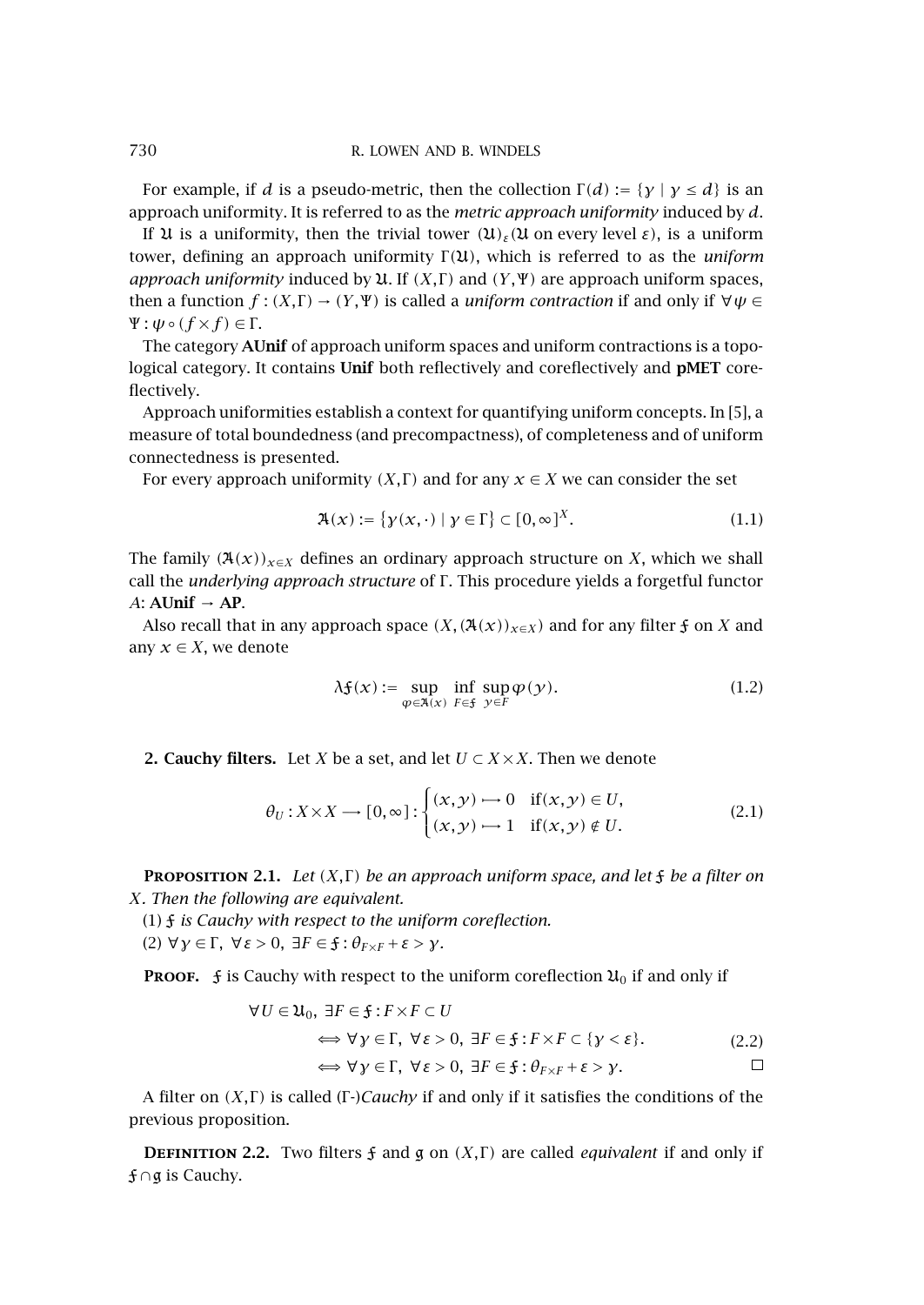For example, if $d$ is a pseudo-metric, then the collection $\Gamma(d) := \{\gamma \mid \gamma \leq d\}$ is an approach uniformity. It is referred to as the *metric approach uniformity* induced by $d$.

If $\mathfrak{U}$ is a uniformity, then the trivial tower $(\mathfrak{U})_\varepsilon$($\mathfrak{U}$ on every level $\varepsilon$), is a uniform tower, defining an approach uniformity $\Gamma(\mathfrak{U})$, which is referred to as the *uniform approach uniformity* induced by $\mathfrak{U}$. If $(X,\Gamma)$ and $(Y,\Psi)$ are approach uniform spaces, then a function $f : (X,\Gamma) \to (Y,\Psi)$ is called a *uniform contraction* if and only if $\forall \psi \in \Psi : \psi \circ (f \times f) \in \Gamma$.

The category **AUnif** of approach uniform spaces and uniform contractions is a topological category. It contains **Unif** both reflectively and coreflectively and **pMET** coreflectively.

Approach uniformities establish a context for quantifying uniform concepts. In [5], a measure of total boundedness (and precompactness), of completeness and of uniform connectedness is presented.

For every approach uniformity $(X,\Gamma)$ and for any $x \in X$ we can consider the set

$$\mathfrak{A}(x) := \{\gamma(x,\cdot) \mid \gamma \in \Gamma\} \subset [0,\infty]^X. \tag{1.1}$$

The family $(\mathfrak{A}(x))_{x\in X}$ defines an ordinary approach structure on $X$, which we shall call the *underlying approach structure* of $\Gamma$. This procedure yields a forgetful functor $A$: **AUnif** $\to$ **AP**.

Also recall that in any approach space $(X,(\mathfrak{A}(x))_{x\in X})$ and for any filter $\mathfrak{f}$ on $X$ and any $x \in X$, we denote

$$\lambda\mathfrak{f}(x) := \sup_{\varphi\in\mathfrak{A}(x)} \inf_{F\in\mathfrak{f}} \sup_{y\in F} \varphi(y). \tag{1.2}$$

**2. Cauchy filters.** Let $X$ be a set, and let $U \subset X \times X$. Then we denote

$$\theta_U : X \times X \longrightarrow [0,\infty] : \begin{cases} (x,y) \longmapsto 0 & \text{if}(x,y) \in U, \\ (x,y) \longmapsto 1 & \text{if}(x,y) \notin U. \end{cases} \tag{2.1}$$

**Proposition 2.1.** *Let $(X,\Gamma)$ be an approach uniform space, and let $\mathfrak{f}$ be a filter on $X$. Then the following are equivalent.*

(1) *$\mathfrak{f}$ is Cauchy with respect to the uniform coreflection.*

(2) $\forall \gamma \in \Gamma,\ \forall \varepsilon > 0,\ \exists F \in \mathfrak{f} : \theta_{F\times F} + \varepsilon > \gamma$.

**Proof.** $\mathfrak{f}$ is Cauchy with respect to the uniform coreflection $\mathfrak{U}_0$ if and only if

$$\begin{aligned} &\forall U \in \mathfrak{U}_0,\ \exists F \in \mathfrak{f} : F \times F \subset U \\ &\quad\Longleftrightarrow \forall \gamma \in \Gamma,\ \forall \varepsilon > 0,\ \exists F \in \mathfrak{f} : F \times F \subset \{\gamma < \varepsilon\}. \\ &\quad\Longleftrightarrow \forall \gamma \in \Gamma,\ \forall \varepsilon > 0,\ \exists F \in \mathfrak{f} : \theta_{F\times F} + \varepsilon > \gamma. \end{aligned} \tag{2.2}$$

$\square$

A filter on $(X,\Gamma)$ is called ($\Gamma$-)*Cauchy* if and only if it satisfies the conditions of the previous proposition.

**Definition 2.2.** Two filters $\mathfrak{f}$ and $\mathfrak{g}$ on $(X,\Gamma)$ are called *equivalent* if and only if $\mathfrak{f} \cap \mathfrak{g}$ is Cauchy.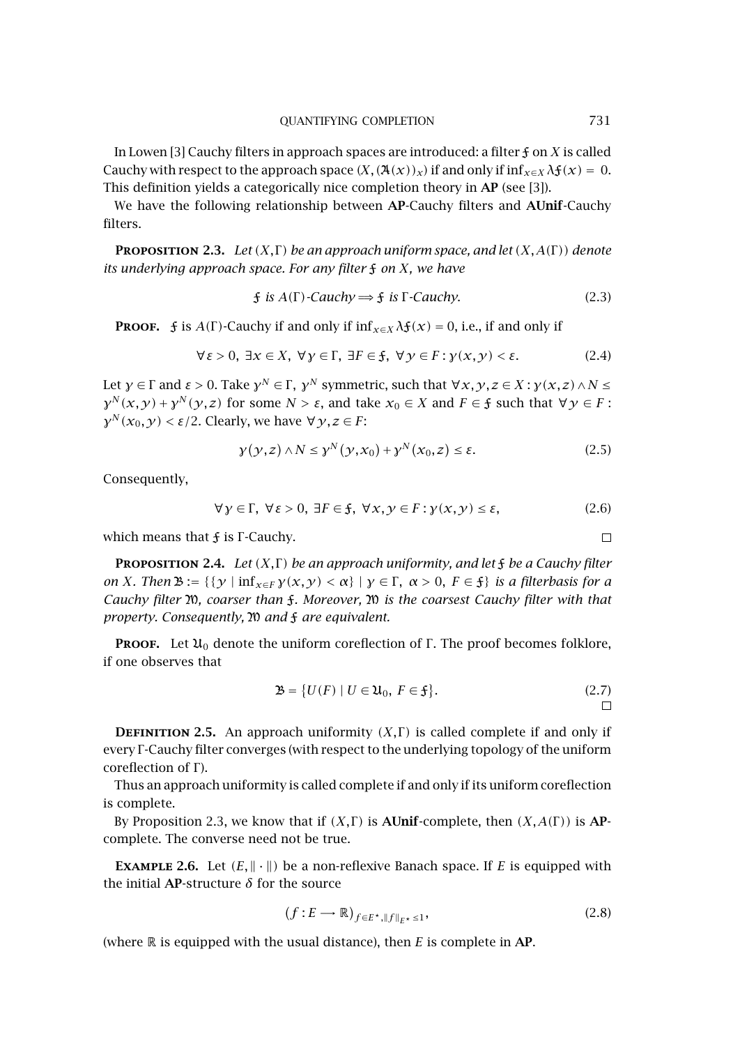In Lowen [3] Cauchy filters in approach spaces are introduced: a filter $\mathfrak{f}$ on $X$ is called Cauchy with respect to the approach space $(X, (\mathfrak{A}(x))_x)$ if and only if $\inf_{x\in X} \lambda\mathfrak{f}(x) = 0$. This definition yields a categorically nice completion theory in **AP** (see [3]).

We have the following relationship between **AP**-Cauchy filters and **AUnif**-Cauchy filters.

**Proposition 2.3.** *Let $(X,\Gamma)$ be an approach uniform space, and let $(X, A(\Gamma))$ denote its underlying approach space. For any filter $\mathfrak{f}$ on $X$, we have*

$$\mathfrak{f} \text{ is } A(\Gamma)\text{-Cauchy} \Longrightarrow \mathfrak{f} \text{ is } \Gamma\text{-Cauchy}. \tag{2.3}$$

**Proof.** $\mathfrak{f}$ is $A(\Gamma)$-Cauchy if and only if $\inf_{x\in X} \lambda\mathfrak{f}(x) = 0$, i.e., if and only if

$$\forall \varepsilon > 0,\ \exists x \in X,\ \forall \gamma \in \Gamma,\ \exists F \in \mathfrak{f},\ \forall y \in F : \gamma(x,y) < \varepsilon. \tag{2.4}$$

Let $\gamma \in \Gamma$ and $\varepsilon > 0$. Take $\gamma^N \in \Gamma$, $\gamma^N$ symmetric, such that $\forall x,y,z \in X : \gamma(x,z) \wedge N \leq \gamma^N(x,y) + \gamma^N(y,z)$ for some $N > \varepsilon$, and take $x_0 \in X$ and $F \in \mathfrak{f}$ such that $\forall y \in F : \gamma^N(x_0, y) < \varepsilon/2$. Clearly, we have $\forall y,z \in F$:

$$\gamma(y,z) \wedge N \leq \gamma^N(y,x_0) + \gamma^N(x_0,z) \leq \varepsilon. \tag{2.5}$$

Consequently,

$$\forall \gamma \in \Gamma,\ \forall \varepsilon > 0,\ \exists F \in \mathfrak{f},\ \forall x,y \in F : \gamma(x,y) \leq \varepsilon, \tag{2.6}$$

which means that $\mathfrak{f}$ is $\Gamma$-Cauchy. $\square$

**Proposition 2.4.** *Let $(X,\Gamma)$ be an approach uniformity, and let $\mathfrak{f}$ be a Cauchy filter on $X$. Then $\mathfrak{B} := \{\{y \mid \inf_{x\in F} \gamma(x,y) < \alpha\} \mid \gamma \in \Gamma,\ \alpha > 0,\ F \in \mathfrak{f}\}$ is a filterbasis for a Cauchy filter $\mathfrak{M}$, coarser than $\mathfrak{f}$. Moreover, $\mathfrak{M}$ is the coarsest Cauchy filter with that property. Consequently, $\mathfrak{M}$ and $\mathfrak{f}$ are equivalent.*

**Proof.** Let $\mathfrak{U}_0$ denote the uniform coreflection of $\Gamma$. The proof becomes folklore, if one observes that

$$\mathfrak{B} = \{U(F) \mid U \in \mathfrak{U}_0,\ F \in \mathfrak{f}\}. \tag{2.7}$$

$\square$

**Definition 2.5.** An approach uniformity $(X,\Gamma)$ is called complete if and only if every $\Gamma$-Cauchy filter converges (with respect to the underlying topology of the uniform coreflection of $\Gamma$).

Thus an approach uniformity is called complete if and only if its uniform coreflection is complete.

By Proposition 2.3, we know that if $(X,\Gamma)$ is **AUnif**-complete, then $(X, A(\Gamma))$ is **AP**-complete. The converse need not be true.

**Example 2.6.** Let $(E, \|\cdot\|)$ be a non-reflexive Banach space. If $E$ is equipped with the initial **AP**-structure $\delta$ for the source

$$(f : E \longrightarrow \mathbb{R})_{f\in E^\star, \|f\|_{E^\star} \leq 1}, \tag{2.8}$$

(where $\mathbb{R}$ is equipped with the usual distance), then $E$ is complete in **AP**.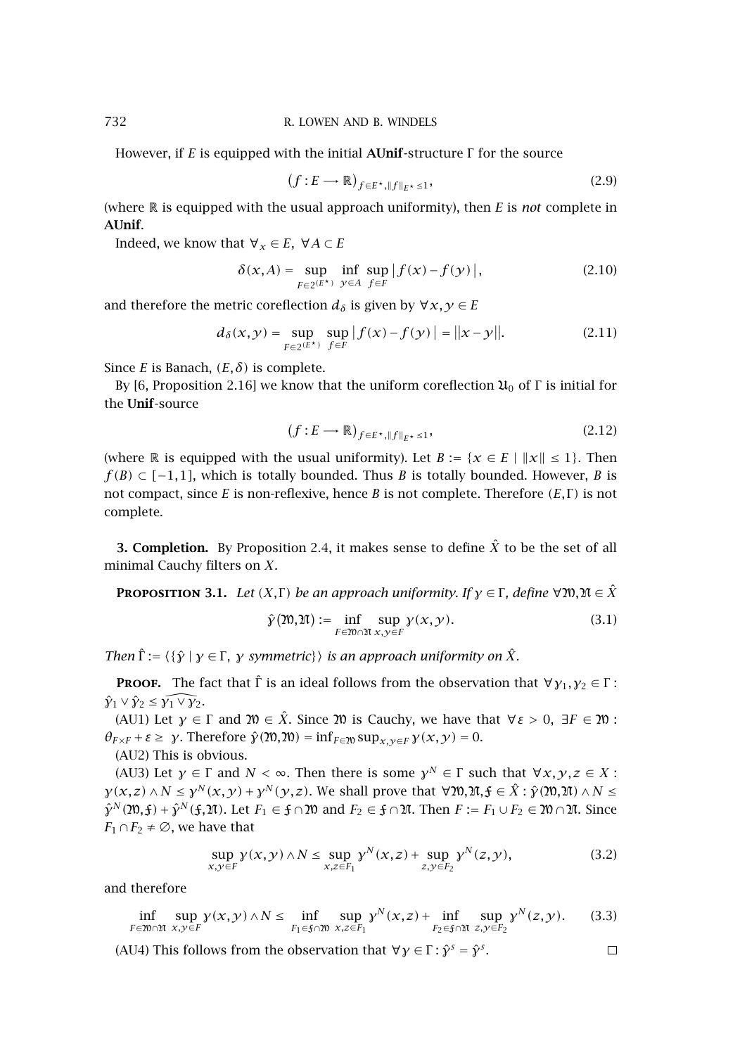However, if $E$ is equipped with the initial **AUnif**-structure $\Gamma$ for the source

$$\left(f : E \longrightarrow \mathbb{R}\right)_{f \in E^\star, \|f\|_{E^\star} \le 1}, \tag{2.9}$$

(where $\mathbb{R}$ is equipped with the usual approach uniformity), then $E$ is *not* complete in **AUnif**.

Indeed, we know that $\forall_x \in E$, $\forall A \subset E$

$$\delta(x, A) = \sup_{F \in 2^{(E^\star)}} \inf_{y \in A} \sup_{f \in F} \left| f(x) - f(y) \right|, \tag{2.10}$$

and therefore the metric coreflection $d_\delta$ is given by $\forall x, y \in E$

$$d_\delta(x, y) = \sup_{F \in 2^{(E^\star)}} \sup_{f \in F} \left| f(x) - f(y) \right| = \|x - y\|. \tag{2.11}$$

Since $E$ is Banach, $(E, \delta)$ is complete.

By [6, Proposition 2.16] we know that the uniform coreflection $\mathfrak{U}_0$ of $\Gamma$ is initial for the **Unif**-source

$$\left(f : E \longrightarrow \mathbb{R}\right)_{f \in E^\star, \|f\|_{E^\star} \le 1}, \tag{2.12}$$

(where $\mathbb{R}$ is equipped with the usual uniformity). Let $B := \{x \in E \mid \|x\| \le 1\}$. Then $f(B) \subset [-1, 1]$, which is totally bounded. Thus $B$ is totally bounded. However, $B$ is not compact, since $E$ is non-reflexive, hence $B$ is not complete. Therefore $(E, \Gamma)$ is not complete.

## 3. Completion.

By Proposition 2.4, it makes sense to define $\hat{X}$ to be the set of all minimal Cauchy filters on $X$.

**Proposition 3.1.** *Let $(X, \Gamma)$ be an approach uniformity. If $\gamma \in \Gamma$, define $\forall \mathfrak{M}, \mathfrak{N} \in \hat{X}$*

$$\hat{\gamma}(\mathfrak{M}, \mathfrak{N}) := \inf_{F \in \mathfrak{M} \cap \mathfrak{N}} \sup_{x, y \in F} \gamma(x, y). \tag{3.1}$$

*Then $\hat{\Gamma} := \langle \{\hat{\gamma} \mid \gamma \in \Gamma,\ \gamma \text{ symmetric}\} \rangle$ is an approach uniformity on $\hat{X}$.*

**Proof.** The fact that $\hat{\Gamma}$ is an ideal follows from the observation that $\forall \gamma_1, \gamma_2 \in \Gamma$: $\hat{\gamma}_1 \vee \hat{\gamma}_2 \le \widehat{\gamma_1 \vee \gamma_2}$.

(AU1) Let $\gamma \in \Gamma$ and $\mathfrak{M} \in \hat{X}$. Since $\mathfrak{M}$ is Cauchy, we have that $\forall \varepsilon > 0$, $\exists F \in \mathfrak{M}$: $\theta_{F \times F} + \varepsilon \ge \gamma$. Therefore $\hat{\gamma}(\mathfrak{M}, \mathfrak{M}) = \inf_{F \in \mathfrak{M}} \sup_{x, y \in F} \gamma(x, y) = 0$.

(AU2) This is obvious.

(AU3) Let $\gamma \in \Gamma$ and $N < \infty$. Then there is some $\gamma^N \in \Gamma$ such that $\forall x, y, z \in X$: $\gamma(x, z) \wedge N \le \gamma^N(x, y) + \gamma^N(y, z)$. We shall prove that $\forall \mathfrak{M}, \mathfrak{N}, \mathfrak{f} \in \hat{X}$: $\hat{\gamma}(\mathfrak{M}, \mathfrak{N}) \wedge N \le \hat{\gamma}^N(\mathfrak{M}, \mathfrak{f}) + \hat{\gamma}^N(\mathfrak{f}, \mathfrak{N})$. Let $F_1 \in \mathfrak{f} \cap \mathfrak{M}$ and $F_2 \in \mathfrak{f} \cap \mathfrak{N}$. Then $F := F_1 \cup F_2 \in \mathfrak{M} \cap \mathfrak{N}$. Since $F_1 \cap F_2 \ne \varnothing$, we have that

$$\sup_{x, y \in F} \gamma(x, y) \wedge N \le \sup_{x, z \in F_1} \gamma^N(x, z) + \sup_{z, y \in F_2} \gamma^N(z, y), \tag{3.2}$$

and therefore

$$\inf_{F \in \mathfrak{M} \cap \mathfrak{N}} \sup_{x, y \in F} \gamma(x, y) \wedge N \le \inf_{F_1 \in \mathfrak{f} \cap \mathfrak{M}} \sup_{x, z \in F_1} \gamma^N(x, z) + \inf_{F_2 \in \mathfrak{f} \cap \mathfrak{N}} \sup_{z, y \in F_2} \gamma^N(z, y). \tag{3.3}$$

(AU4) This follows from the observation that $\forall \gamma \in \Gamma$: $\hat{\gamma}^s = \hat{\gamma}^s$. $\square$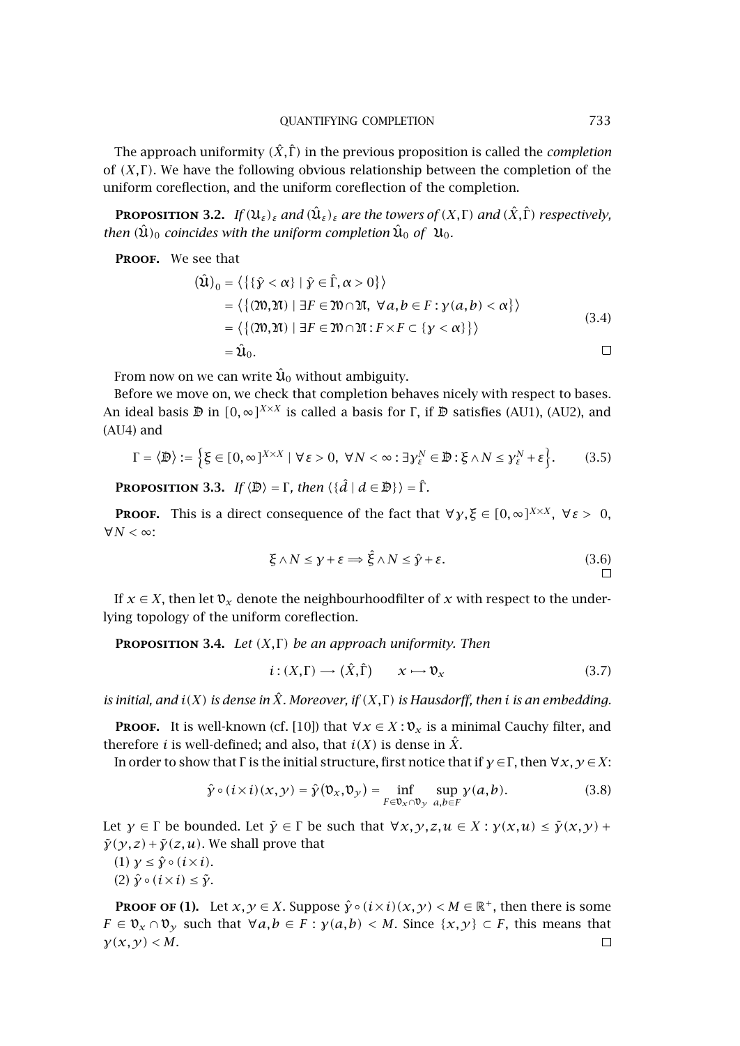The approach uniformity $(\hat{X}, \hat{\Gamma})$ in the previous proposition is called the *completion* of $(X,\Gamma)$. We have the following obvious relationship between the completion of the uniform coreflection, and the uniform coreflection of the completion.

**Proposition 3.2.** *If $(\mathfrak{U}_\varepsilon)_\varepsilon$ and $(\hat{\mathfrak{U}}_\varepsilon)_\varepsilon$ are the towers of $(X,\Gamma)$ and $(\hat{X},\hat{\Gamma})$ respectively, then $(\hat{\mathfrak{U}})_0$ coincides with the uniform completion $\hat{\mathfrak{U}}_0$ of $\mathfrak{U}_0$.*

**Proof.** We see that

$$
\begin{aligned}
(\hat{\mathfrak{U}})_0 &= \left\langle \left\{ \{\hat{\gamma} < \alpha\} \mid \hat{\gamma} \in \hat{\Gamma}, \alpha > 0 \right\} \right\rangle \\
&= \left\langle \left\{ (\mathfrak{M}, \mathfrak{N}) \mid \exists F \in \mathfrak{M} \cap \mathfrak{N},\ \forall a,b \in F : \gamma(a,b) < \alpha \right\} \right\rangle \\
&= \left\langle \left\{ (\mathfrak{M}, \mathfrak{N}) \mid \exists F \in \mathfrak{M} \cap \mathfrak{N} : F \times F \subset \{\gamma < \alpha\} \right\} \right\rangle \\
&= \hat{\mathfrak{U}}_0.
\end{aligned}
\tag{3.4}
$$

$\square$

From now on we can write $\hat{\mathfrak{U}}_0$ without ambiguity.

Before we move on, we check that completion behaves nicely with respect to bases. An ideal basis $\mathfrak{D}$ in $[0,\infty]^{X\times X}$ is called a basis for $\Gamma$, if $\mathfrak{D}$ satisfies (AU1), (AU2), and (AU4) and

$$
\Gamma = \langle \mathfrak{D} \rangle := \left\{ \xi \in [0,\infty]^{X\times X} \mid \forall \varepsilon > 0,\ \forall N < \infty : \exists \gamma_\varepsilon^N \in \mathfrak{D} : \xi \wedge N \le \gamma_\varepsilon^N + \varepsilon \right\}. \tag{3.5}
$$

**Proposition 3.3.** *If $\langle \mathfrak{D} \rangle = \Gamma$, then $\langle \{\hat{d} \mid d \in \mathfrak{D}\} \rangle = \hat{\Gamma}$.*

**Proof.** This is a direct consequence of the fact that $\forall \gamma, \xi \in [0,\infty]^{X\times X}$, $\forall \varepsilon > 0$, $\forall N < \infty$:

$$
\xi \wedge N \le \gamma + \varepsilon \Longrightarrow \hat{\xi} \wedge N \le \hat{\gamma} + \varepsilon. \tag{3.6}
$$

$\square$

If $x \in X$, then let $\mathfrak{V}_x$ denote the neighbourhoodfilter of $x$ with respect to the underlying topology of the uniform coreflection.

**Proposition 3.4.** *Let $(X,\Gamma)$ be an approach uniformity. Then*

$$
i : (X,\Gamma) \longrightarrow (\hat{X},\hat{\Gamma}) \qquad x \longmapsto \mathfrak{V}_x \tag{3.7}
$$

*is initial, and $i(X)$ is dense in $\hat{X}$. Moreover, if $(X,\Gamma)$ is Hausdorff, then $i$ is an embedding.*

**Proof.** It is well-known (cf. [10]) that $\forall x \in X : \mathfrak{V}_x$ is a minimal Cauchy filter, and therefore $i$ is well-defined; and also, that $i(X)$ is dense in $\hat{X}$.

In order to show that $\Gamma$ is the initial structure, first notice that if $\gamma \in \Gamma$, then $\forall x,y \in X$:

$$
\hat{\gamma} \circ (i \times i)(x,y) = \hat{\gamma}(\mathfrak{V}_x, \mathfrak{V}_y) = \inf_{F \in \mathfrak{V}_x \cap \mathfrak{V}_y} \sup_{a,b \in F} \gamma(a,b). \tag{3.8}
$$

Let $\gamma \in \Gamma$ be bounded. Let $\tilde{\gamma} \in \Gamma$ be such that $\forall x,y,z,u \in X : \gamma(x,u) \le \tilde{\gamma}(x,y) + \tilde{\gamma}(y,z) + \tilde{\gamma}(z,u)$. We shall prove that

(1) $\gamma \le \hat{\gamma} \circ (i \times i)$.

(2) $\hat{\gamma} \circ (i \times i) \le \tilde{\gamma}$.

**Proof of (1).** Let $x,y \in X$. Suppose $\hat{\gamma} \circ (i \times i)(x,y) < M \in \mathbb{R}^+$, then there is some $F \in \mathfrak{V}_x \cap \mathfrak{V}_y$ such that $\forall a,b \in F : \gamma(a,b) < M$. Since $\{x,y\} \subset F$, this means that $\gamma(x,y) < M$. $\square$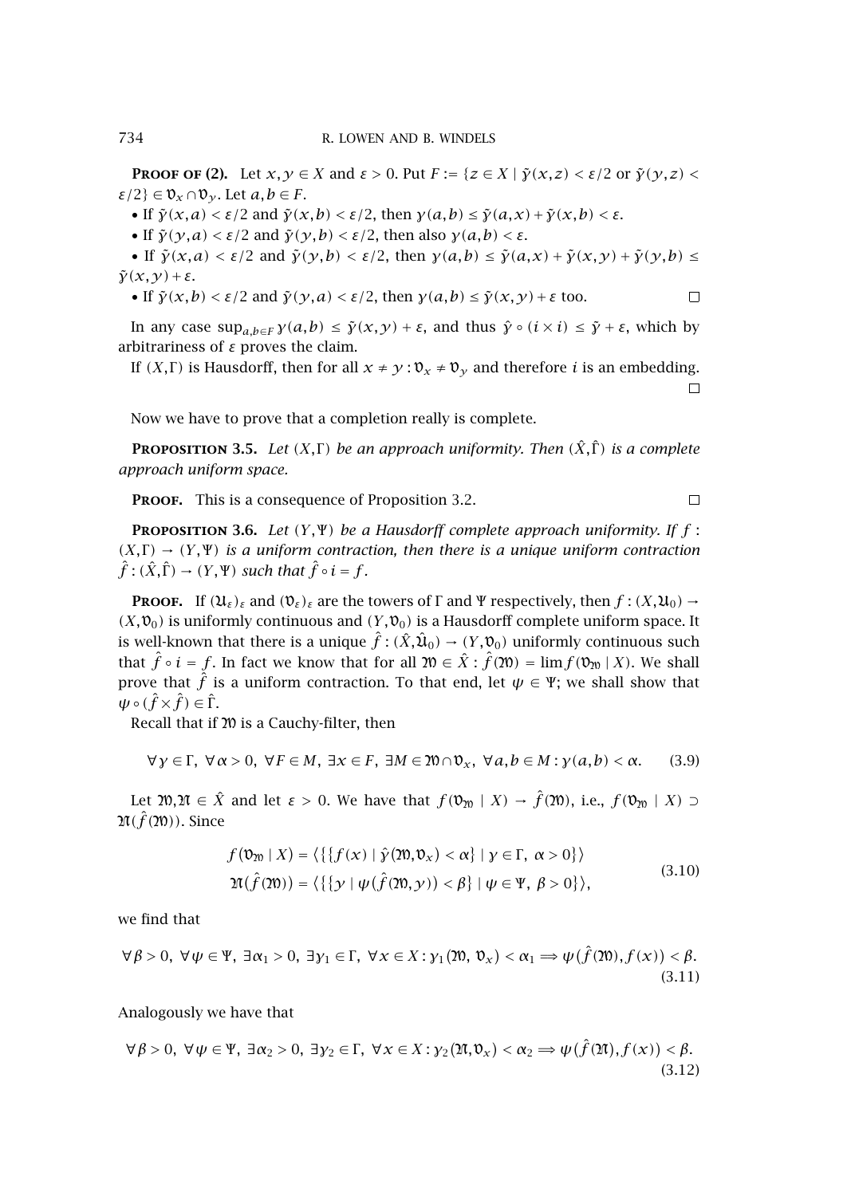**Proof of (2).** Let $x, y \in X$ and $\varepsilon > 0$. Put $F := \{z \in X \mid \tilde{\gamma}(x,z) < \varepsilon/2 \text{ or } \tilde{\gamma}(y,z) < \varepsilon/2\} \in \mathfrak{V}_x \cap \mathfrak{V}_y$. Let $a, b \in F$.

- If $\tilde{\gamma}(x,a) < \varepsilon/2$ and $\tilde{\gamma}(x,b) < \varepsilon/2$, then $\gamma(a,b) \le \tilde{\gamma}(a,x) + \tilde{\gamma}(x,b) < \varepsilon$.
- If $\tilde{\gamma}(y,a) < \varepsilon/2$ and $\tilde{\gamma}(y,b) < \varepsilon/2$, then also $\gamma(a,b) < \varepsilon$.
- If $\tilde{\gamma}(x,a) < \varepsilon/2$ and $\tilde{\gamma}(y,b) < \varepsilon/2$, then $\gamma(a,b) \le \tilde{\gamma}(a,x) + \tilde{\gamma}(x,y) + \tilde{\gamma}(y,b) \le \tilde{\gamma}(x,y) + \varepsilon$.
- If $\tilde{\gamma}(x,b) < \varepsilon/2$ and $\tilde{\gamma}(y,a) < \varepsilon/2$, then $\gamma(a,b) \le \tilde{\gamma}(x,y) + \varepsilon$ too. $\square$

In any case $\sup_{a,b \in F} \gamma(a,b) \le \tilde{\gamma}(x,y) + \varepsilon$, and thus $\hat{\gamma} \circ (i \times i) \le \tilde{\gamma} + \varepsilon$, which by arbitrariness of $\varepsilon$ proves the claim.

If $(X, \Gamma)$ is Hausdorff, then for all $x \ne y : \mathfrak{V}_x \ne \mathfrak{V}_y$ and therefore $i$ is an embedding. $\square$

Now we have to prove that a completion really is complete.

**Proposition 3.5.** *Let $(X, \Gamma)$ be an approach uniformity. Then $(\hat{X}, \hat{\Gamma})$ is a complete approach uniform space.*

**Proof.** This is a consequence of Proposition 3.2. $\square$

**Proposition 3.6.** *Let $(Y, \Psi)$ be a Hausdorff complete approach uniformity. If $f : (X, \Gamma) \to (Y, \Psi)$ is a uniform contraction, then there is a unique uniform contraction $\hat{f} : (\hat{X}, \hat{\Gamma}) \to (Y, \Psi)$ such that $\hat{f} \circ i = f$.*

**Proof.** If $(\mathfrak{U}_\varepsilon)_\varepsilon$ and $(\mathfrak{V}_\varepsilon)_\varepsilon$ are the towers of $\Gamma$ and $\Psi$ respectively, then $f : (X, \mathfrak{U}_0) \to (X, \mathfrak{V}_0)$ is uniformly continuous and $(Y, \mathfrak{V}_0)$ is a Hausdorff complete uniform space. It is well-known that there is a unique $\hat{f} : (\hat{X}, \hat{\mathfrak{U}}_0) \to (Y, \mathfrak{V}_0)$ uniformly continuous such that $\hat{f} \circ i = f$. In fact we know that for all $\mathfrak{M} \in \hat{X} : \hat{f}(\mathfrak{M}) = \lim f(\mathfrak{V}_{\mathfrak{M}} \mid X)$. We shall prove that $\hat{f}$ is a uniform contraction. To that end, let $\psi \in \Psi$; we shall show that $\psi \circ (\hat{f} \times \hat{f}) \in \hat{\Gamma}$.

Recall that if $\mathfrak{M}$ is a Cauchy-filter, then

$$\forall \gamma \in \Gamma,\ \forall \alpha > 0,\ \forall F \in M,\ \exists x \in F,\ \exists M \in \mathfrak{M} \cap \mathfrak{V}_x,\ \forall a, b \in M : \gamma(a,b) < \alpha. \tag{3.9}$$

Let $\mathfrak{M}, \mathfrak{N} \in \hat{X}$ and let $\varepsilon > 0$. We have that $f(\mathfrak{V}_{\mathfrak{M}} \mid X) \to \hat{f}(\mathfrak{M})$, i.e., $f(\mathfrak{V}_{\mathfrak{M}} \mid X) \supset \mathfrak{U}(\hat{f}(\mathfrak{M}))$. Since

$$\begin{aligned} f(\mathfrak{V}_{\mathfrak{M}} \mid X) &= \langle \{\{f(x) \mid \hat{\gamma}(\mathfrak{M}, \mathfrak{V}_x) < \alpha\} \mid \gamma \in \Gamma,\ \alpha > 0\} \rangle \\ \mathfrak{U}(\hat{f}(\mathfrak{M})) &= \langle \{\{y \mid \psi(\hat{f}(\mathfrak{M}), y)) < \beta\} \mid \psi \in \Psi,\ \beta > 0\} \rangle, \end{aligned} \tag{3.10}$$

we find that

$$\forall \beta > 0,\ \forall \psi \in \Psi,\ \exists \alpha_1 > 0,\ \exists \gamma_1 \in \Gamma,\ \forall x \in X : \gamma_1(\mathfrak{M}, \mathfrak{V}_x) < \alpha_1 \Longrightarrow \psi(\hat{f}(\mathfrak{M}), f(x)) < \beta. \tag{3.11}$$

Analogously we have that

$$\forall \beta > 0,\ \forall \psi \in \Psi,\ \exists \alpha_2 > 0,\ \exists \gamma_2 \in \Gamma,\ \forall x \in X : \gamma_2(\mathfrak{N}, \mathfrak{V}_x) < \alpha_2 \Longrightarrow \psi(\hat{f}(\mathfrak{N}), f(x)) < \beta. \tag{3.12}$$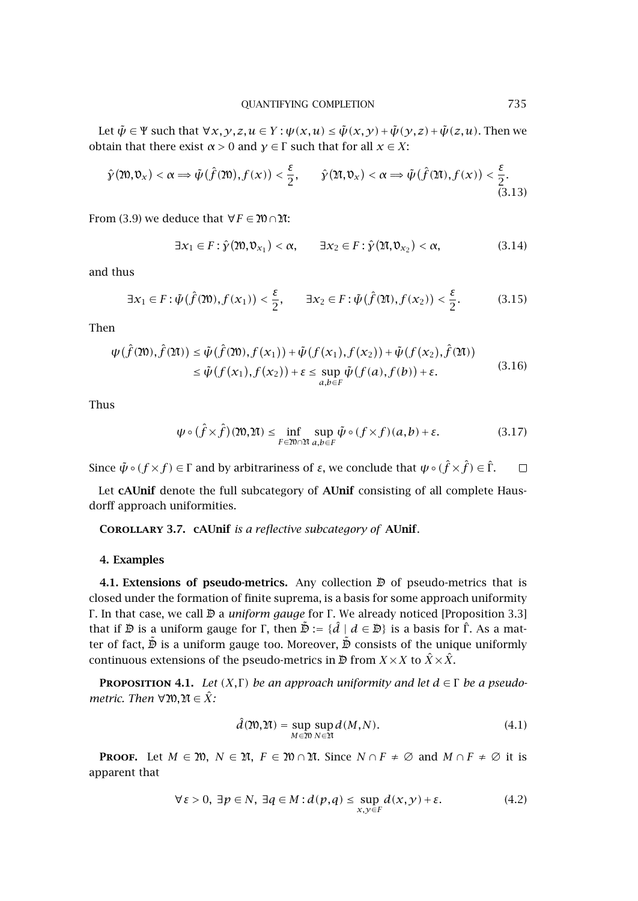Let $\tilde{\psi} \in \Psi$ such that $\forall x, y, z, u \in Y : \psi(x, u) \le \tilde{\psi}(x, y) + \tilde{\psi}(y, z) + \tilde{\psi}(z, u)$. Then we obtain that there exist $\alpha > 0$ and $\gamma \in \Gamma$ such that for all $x \in X$:

$$\hat{\gamma}(\mathfrak{M}, \mathfrak{v}_x) < \alpha \Longrightarrow \tilde{\psi}(\hat{f}(\mathfrak{M}), f(x)) < \frac{\varepsilon}{2}, \qquad \hat{\gamma}(\mathfrak{N}, \mathfrak{v}_x) < \alpha \Longrightarrow \tilde{\psi}(\hat{f}(\mathfrak{N}), f(x)) < \frac{\varepsilon}{2}. \tag{3.13}$$

From (3.9) we deduce that $\forall F \in \mathfrak{M} \cap \mathfrak{N}$:

$$\exists x_1 \in F : \hat{\gamma}(\mathfrak{M}, \mathfrak{v}_{x_1}) < \alpha, \qquad \exists x_2 \in F : \hat{\gamma}(\mathfrak{N}, \mathfrak{v}_{x_2}) < \alpha, \tag{3.14}$$

and thus

$$\exists x_1 \in F : \tilde{\psi}(\hat{f}(\mathfrak{M}), f(x_1)) < \frac{\varepsilon}{2}, \qquad \exists x_2 \in F : \tilde{\psi}(\hat{f}(\mathfrak{N}), f(x_2)) < \frac{\varepsilon}{2}. \tag{3.15}$$

Then

$$\begin{aligned} \psi(\hat{f}(\mathfrak{M}), \hat{f}(\mathfrak{N})) &\le \tilde{\psi}(\hat{f}(\mathfrak{M}), f(x_1)) + \tilde{\psi}(f(x_1), f(x_2)) + \tilde{\psi}(f(x_2), \hat{f}(\mathfrak{N})) \\ &\le \tilde{\psi}(f(x_1), f(x_2)) + \varepsilon \le \sup_{a,b \in F} \tilde{\psi}(f(a), f(b)) + \varepsilon. \end{aligned} \tag{3.16}$$

Thus

$$\psi \circ (\hat{f} \times \hat{f})(\mathfrak{M}, \mathfrak{N}) \le \inf_{F \in \mathfrak{M} \cap \mathfrak{N}} \sup_{a,b \in F} \tilde{\psi} \circ (f \times f)(a, b) + \varepsilon. \tag{3.17}$$

Since $\tilde{\psi} \circ (f \times f) \in \Gamma$ and by arbitrariness of $\varepsilon$, we conclude that $\psi \circ (\hat{f} \times \hat{f}) \in \hat{\Gamma}$. □

Let **cAUnif** denote the full subcategory of **AUnif** consisting of all complete Hausdorff approach uniformities.

**Corollary 3.7.** *cAUnif is a reflective subcategory of* **AUnif**.

## 4. Examples

**4.1. Extensions of pseudo-metrics.** Any collection $\mathfrak{D}$ of pseudo-metrics that is closed under the formation of finite suprema, is a basis for some approach uniformity $\Gamma$. In that case, we call $\mathfrak{D}$ a *uniform gauge* for $\Gamma$. We already noticed [Proposition 3.3] that if $\mathfrak{D}$ is a uniform gauge for $\Gamma$, then $\hat{\mathfrak{D}} := \{\hat{d} \mid d \in \mathfrak{D}\}$ is a basis for $\hat{\Gamma}$. As a matter of fact, $\hat{\mathfrak{D}}$ is a uniform gauge too. Moreover, $\hat{\mathfrak{D}}$ consists of the unique uniformly continuous extensions of the pseudo-metrics in $\mathfrak{D}$ from $X \times X$ to $\hat{X} \times \hat{X}$.

**Proposition 4.1.** *Let $(X, \Gamma)$ be an approach uniformity and let $d \in \Gamma$ be a pseudo-metric. Then $\forall \mathfrak{M}, \mathfrak{N} \in \hat{X}$:*

$$\hat{d}(\mathfrak{M}, \mathfrak{N}) = \sup_{M \in \mathfrak{M}} \sup_{N \in \mathfrak{N}} d(M, N). \tag{4.1}$$

**Proof.** Let $M \in \mathfrak{M}$, $N \in \mathfrak{N}$, $F \in \mathfrak{M} \cap \mathfrak{N}$. Since $N \cap F \neq \emptyset$ and $M \cap F \neq \emptyset$ it is apparent that

$$\forall \varepsilon > 0,\ \exists p \in N,\ \exists q \in M : d(p, q) \le \sup_{x,y \in F} d(x, y) + \varepsilon. \tag{4.2}$$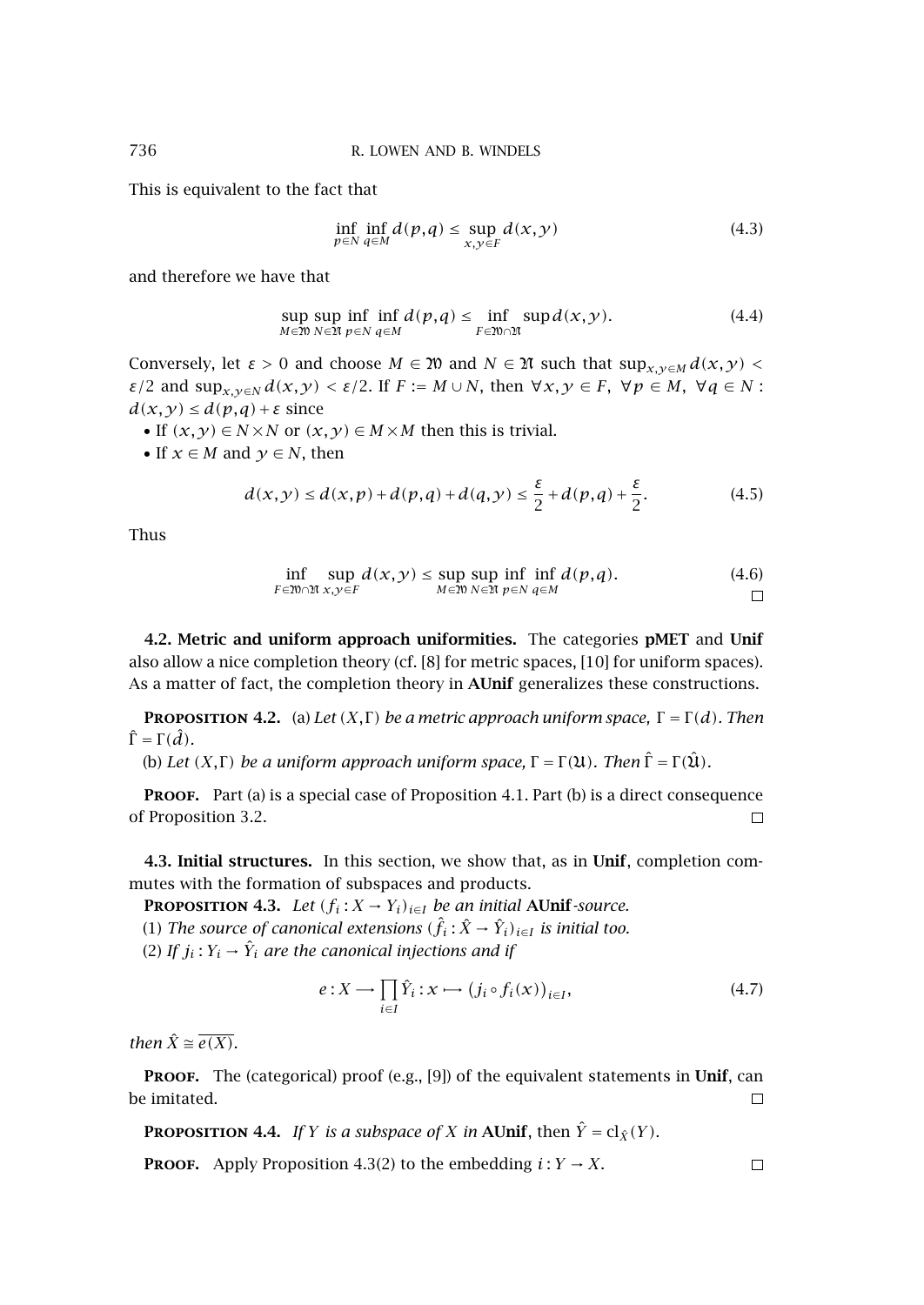This is equivalent to the fact that

$$\inf_{p\in N}\inf_{q\in M} d(p,q) \le \sup_{x,y\in F} d(x,y) \tag{4.3}$$

and therefore we have that

$$\sup_{M\in\mathfrak{M}}\sup_{N\in\mathfrak{N}}\inf_{p\in N}\inf_{q\in M} d(p,q) \le \inf_{F\in\mathfrak{M}\cap\mathfrak{N}}\sup d(x,y). \tag{4.4}$$

Conversely, let $\varepsilon > 0$ and choose $M \in \mathfrak{M}$ and $N \in \mathfrak{N}$ such that $\sup_{x,y\in M} d(x,y) < \varepsilon/2$ and $\sup_{x,y\in N} d(x,y) < \varepsilon/2$. If $F := M \cup N$, then $\forall x,y \in F$, $\forall p \in M$, $\forall q \in N$ : $d(x,y) \le d(p,q)+\varepsilon$ since

- If $(x,y) \in N\times N$ or $(x,y) \in M \times M$ then this is trivial.
- If $x \in M$ and $y \in N$, then

$$d(x,y) \le d(x,p)+d(p,q)+d(q,y) \le \frac{\varepsilon}{2}+d(p,q)+\frac{\varepsilon}{2}. \tag{4.5}$$

Thus

$$\inf_{F\in\mathfrak{M}\cap\mathfrak{N}}\sup_{x,y\in F} d(x,y) \le \sup_{M\in\mathfrak{M}}\sup_{N\in\mathfrak{N}}\inf_{p\in N}\inf_{q\in M} d(p,q). \tag{4.6}$$

□

**4.2. Metric and uniform approach uniformities.** The categories **pMET** and **Unif** also allow a nice completion theory (cf. [8] for metric spaces, [10] for uniform spaces). As a matter of fact, the completion theory in **AUnif** generalizes these constructions.

**Proposition 4.2.** (a) *Let $(X,\Gamma)$ be a metric approach uniform space, $\Gamma = \Gamma(d)$. Then $\hat{\Gamma} = \Gamma(\hat{d})$.*

(b) *Let $(X,\Gamma)$ be a uniform approach uniform space, $\Gamma = \Gamma(\mathfrak{U})$. Then $\hat{\Gamma} = \Gamma(\hat{\mathfrak{U}})$.*

**Proof.** Part (a) is a special case of Proposition 4.1. Part (b) is a direct consequence of Proposition 3.2. □

**4.3. Initial structures.** In this section, we show that, as in **Unif**, completion commutes with the formation of subspaces and products.

**Proposition 4.3.** *Let $(f_i : X \to Y_i)_{i\in I}$ be an initial* **AUnif***-source.*

(1) *The source of canonical extensions $(\hat{f}_i : \hat{X} \to \hat{Y}_i)_{i\in I}$ is initial too.*

(2) *If $j_i : Y_i \to \hat{Y}_i$ are the canonical injections and if*

$$e : X \longrightarrow \prod_{i\in I}\hat{Y}_i : x \longmapsto \left(j_i \circ f_i(x)\right)_{i\in I}, \tag{4.7}$$

*then $\hat{X} \cong \overline{e(X)}$.*

**Proof.** The (categorical) proof (e.g., [9]) of the equivalent statements in **Unif**, can be imitated. □

**Proposition 4.4.** *If $Y$ is a subspace of $X$ in* **AUnif**, then $\hat{Y} = \mathrm{cl}_{\hat{X}}(Y)$.

**Proof.** Apply Proposition 4.3(2) to the embedding $i : Y \to X$. □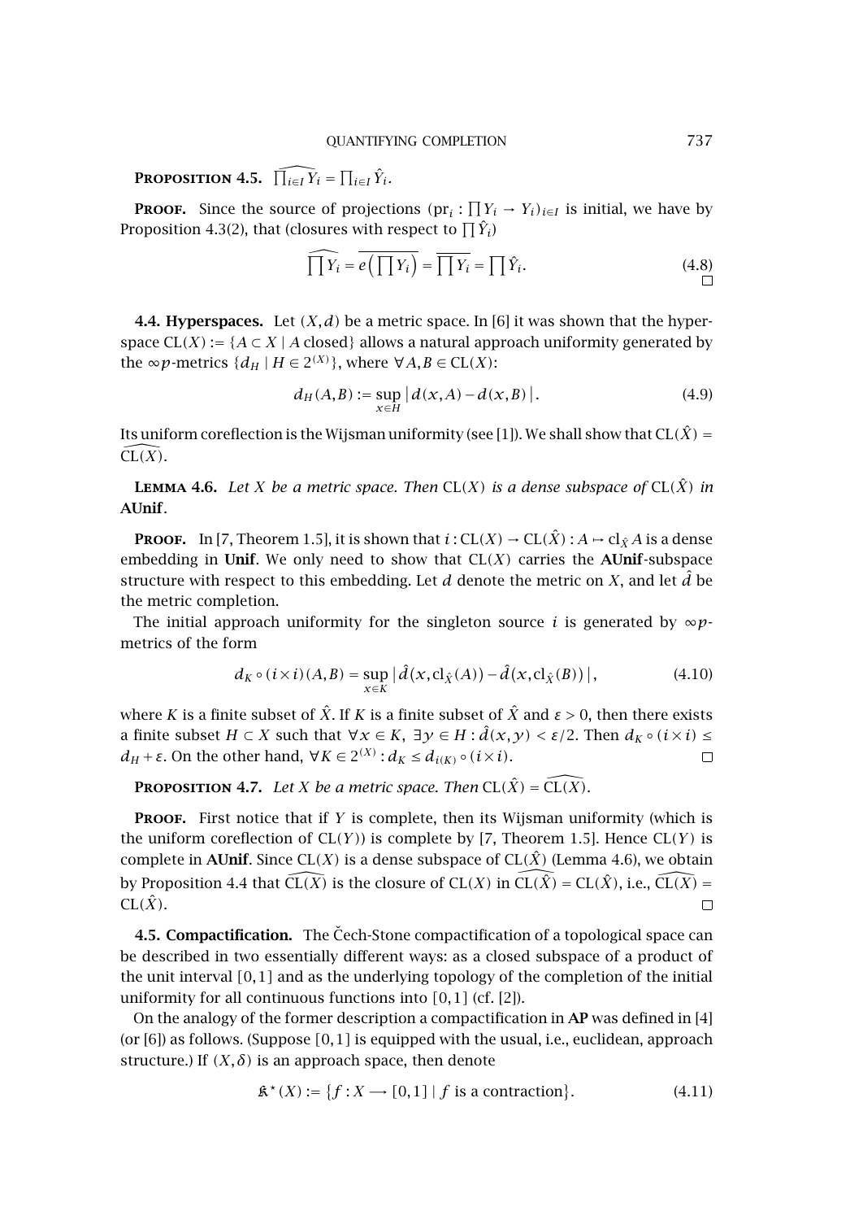**Proposition 4.5.** $\widehat{\prod_{i\in I} Y_i} = \prod_{i\in I} \hat{Y}_i$.

**Proof.** Since the source of projections $(\mathrm{pr}_i : \prod Y_i \to Y_i)_{i\in I}$ is initial, we have by Proposition 4.3(2), that (closures with respect to $\prod \hat{Y}_i$)

$$\widehat{\prod Y_i} = \overline{e\left(\prod Y_i\right)} = \overline{\prod Y_i} = \prod \hat{Y}_i. \tag{4.8}$$

□

**4.4. Hyperspaces.** Let $(X,d)$ be a metric space. In [6] it was shown that the hyperspace $\mathrm{CL}(X) := \{A \subset X \mid A \text{ closed}\}$ allows a natural approach uniformity generated by the $\infty p$-metrics $\{d_H \mid H \in 2^{(X)}\}$, where $\forall A,B \in \mathrm{CL}(X)$:

$$d_H(A,B) := \sup_{x\in H} \left| d(x,A) - d(x,B) \right|. \tag{4.9}$$

Its uniform coreflection is the Wijsman uniformity (see [1]). We shall show that $\mathrm{CL}(\hat{X}) = \widehat{\mathrm{CL}(X)}$.

**Lemma 4.6.** *Let $X$ be a metric space. Then $\mathrm{CL}(X)$ is a dense subspace of $\mathrm{CL}(\hat{X})$ in* **AUnif**.

**Proof.** In [7, Theorem 1.5], it is shown that $i : \mathrm{CL}(X) \to \mathrm{CL}(\hat{X}) : A \mapsto \mathrm{cl}_{\hat{X}} A$ is a dense embedding in **Unif**. We only need to show that $\mathrm{CL}(X)$ carries the **AUnif**-subspace structure with respect to this embedding. Let $d$ denote the metric on $X$, and let $\hat{d}$ be the metric completion.

The initial approach uniformity for the singleton source $i$ is generated by $\infty p$-metrics of the form

$$d_K \circ (i\times i)(A,B) = \sup_{x\in K} \left| \hat{d}(x, \mathrm{cl}_{\hat{X}}(A)) - \hat{d}(x, \mathrm{cl}_{\hat{X}}(B)) \right|, \tag{4.10}$$

where $K$ is a finite subset of $\hat{X}$. If $K$ is a finite subset of $\hat{X}$ and $\varepsilon > 0$, then there exists a finite subset $H \subset X$ such that $\forall x \in K$, $\exists y \in H : \hat{d}(x,y) < \varepsilon/2$. Then $d_K \circ (i\times i) \le d_H + \varepsilon$. On the other hand, $\forall K \in 2^{(X)} : d_K \le d_{i(K)} \circ (i\times i)$. □

**Proposition 4.7.** *Let $X$ be a metric space. Then $\mathrm{CL}(\hat{X}) = \widehat{\mathrm{CL}(X)}$.*

**Proof.** First notice that if $Y$ is complete, then its Wijsman uniformity (which is the uniform coreflection of $\mathrm{CL}(Y)$) is complete by [7, Theorem 1.5]. Hence $\mathrm{CL}(Y)$ is complete in **AUnif**. Since $\mathrm{CL}(X)$ is a dense subspace of $\mathrm{CL}(\hat{X})$ (Lemma 4.6), we obtain by Proposition 4.4 that $\widehat{\mathrm{CL}(X)}$ is the closure of $\mathrm{CL}(X)$ in $\widehat{\mathrm{CL}(\hat{X})} = \mathrm{CL}(\hat{X})$, i.e., $\widehat{\mathrm{CL}(X)} = \mathrm{CL}(\hat{X})$. □

**4.5. Compactification.** The Čech-Stone compactification of a topological space can be described in two essentially different ways: as a closed subspace of a product of the unit interval $[0,1]$ and as the underlying topology of the completion of the initial uniformity for all continuous functions into $[0,1]$ (cf. [2]).

On the analogy of the former description a compactification in **AP** was defined in [4] (or [6]) as follows. (Suppose $[0,1]$ is equipped with the usual, i.e., euclidean, approach structure.) If $(X,\delta)$ is an approach space, then denote

$$\mathfrak{K}^*(X) := \{f : X \longrightarrow [0,1] \mid f \text{ is a contraction}\}. \tag{4.11}$$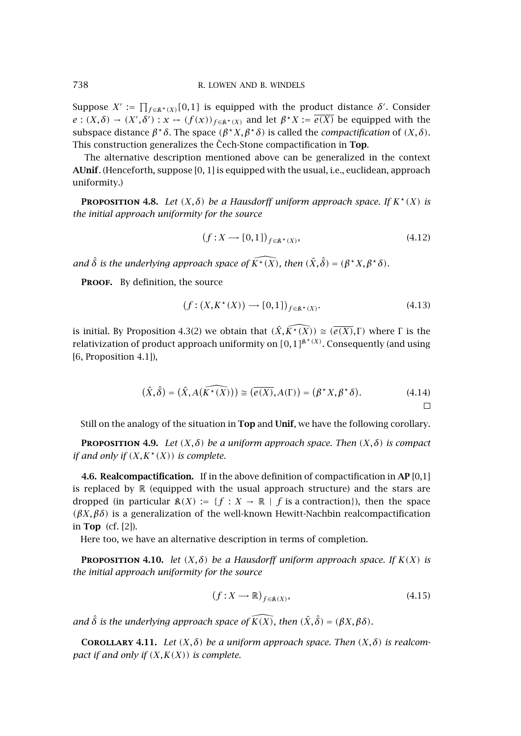Suppose $X' := \prod_{f \in \mathfrak{K}^\star(X)} [0,1]$ is equipped with the product distance $\delta'$. Consider $e : (X,\delta) \to (X',\delta') : x \mapsto (f(x))_{f \in \mathfrak{K}^\star(X)}$ and let $\beta^\star X := \overline{e(X)}$ be equipped with the subspace distance $\beta^\star \delta$. The space $(\beta^\star X, \beta^\star \delta)$ is called the *compactification* of $(X,\delta)$. This construction generalizes the Čech-Stone compactification in **Top**.

The alternative description mentioned above can be generalized in the context **AUnif**. (Henceforth, suppose [0, 1] is equipped with the usual, i.e., euclidean, approach uniformity.)

**Proposition 4.8.** *Let $(X,\delta)$ be a Hausdorff uniform approach space. If $K^\star(X)$ is the initial approach uniformity for the source*

$$(f : X \longrightarrow [0,1])_{f \in \mathfrak{K}^\star(X)}, \tag{4.12}$$

*and $\hat{\delta}$ is the underlying approach space of $\widehat{K^\star(X)}$, then $(\hat{X},\hat{\delta}) = (\beta^\star X, \beta^\star \delta)$.*

**Proof.** By definition, the source

$$(f : (X, K^\star(X)) \longrightarrow [0,1])_{f \in \mathfrak{K}^\star(X)}. \tag{4.13}$$

is initial. By Proposition 4.3(2) we obtain that $(\hat{X}, \widehat{K^\star(X)}) \cong (\overline{e(X)}, \Gamma)$ where $\Gamma$ is the relativization of product approach uniformity on $[0,1]^{\mathfrak{K}^\star(X)}$. Consequently (and using [6, Proposition 4.1]),

$$(\hat{X},\hat{\delta}) = (\hat{X}, A(\widehat{K^\star(X)})) \cong (\overline{e(X)}, A(\Gamma)) = (\beta^\star X, \beta^\star \delta). \tag{4.14}$$

$\square$

Still on the analogy of the situation in **Top** and **Unif**, we have the following corollary.

**Proposition 4.9.** *Let $(X,\delta)$ be a uniform approach space. Then $(X,\delta)$ is compact if and only if $(X, K^\star(X))$ is complete.*

**4.6. Realcompactification.** If in the above definition of compactification in **AP** [0,1] is replaced by $\mathbb{R}$ (equipped with the usual approach structure) and the stars are dropped (in particular $\mathfrak{K}(X) := \{f : X \to \mathbb{R} \mid f \text{ is a contraction}\}$), then the space $(\beta X, \beta\delta)$ is a generalization of the well-known Hewitt-Nachbin realcompactification in **Top** (cf. [2]).

Here too, we have an alternative description in terms of completion.

**Proposition 4.10.** *let $(X,\delta)$ be a Hausdorff uniform approach space. If $K(X)$ is the initial approach uniformity for the source*

$$(f : X \longrightarrow \mathbb{R})_{f \in \mathfrak{K}(X)}, \tag{4.15}$$

*and $\hat{\delta}$ is the underlying approach space of $\widehat{K(X)}$, then $(\hat{X},\hat{\delta}) = (\beta X, \beta\delta)$.*

**Corollary 4.11.** *Let $(X,\delta)$ be a uniform approach space. Then $(X,\delta)$ is realcompact if and only if $(X, K(X))$ is complete.*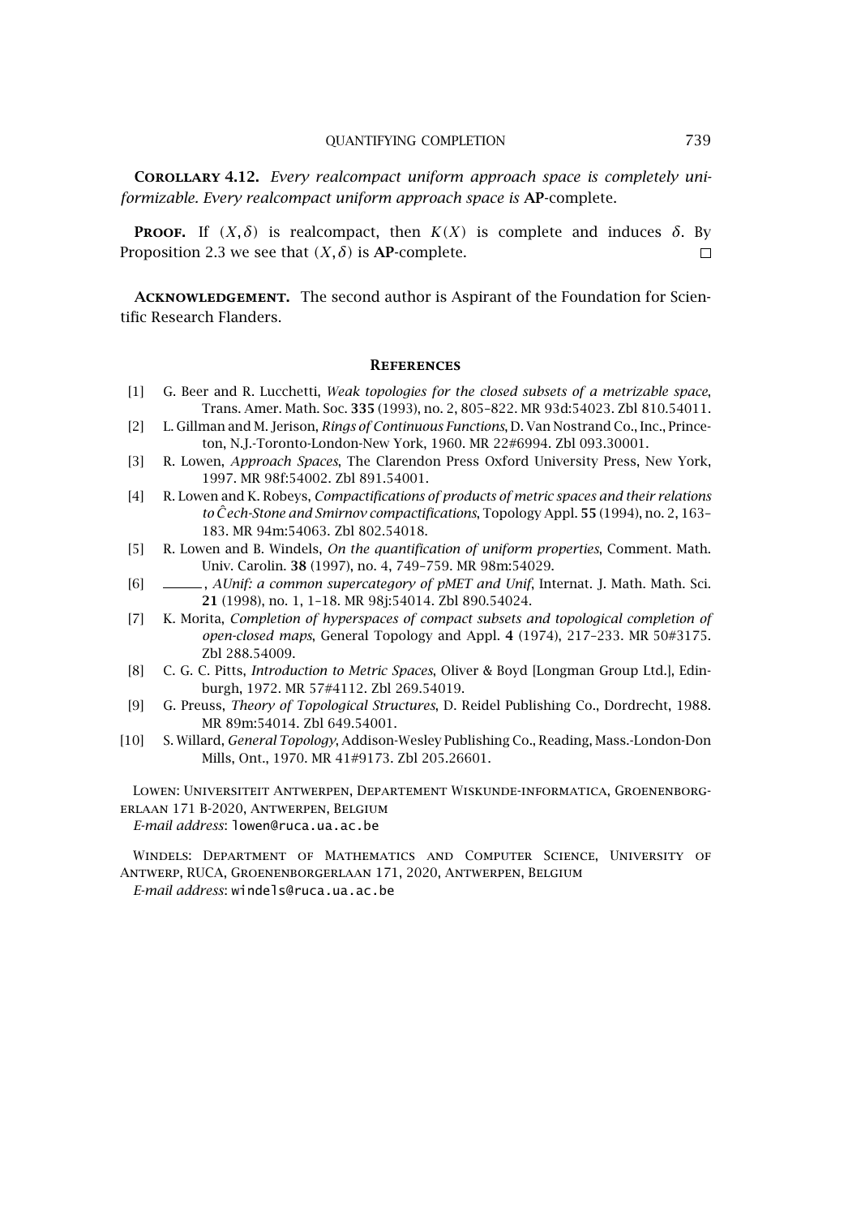**Corollary 4.12.** *Every realcompact uniform approach space is completely uniformizable. Every realcompact uniform approach space is* **AP**-complete.

**Proof.** If $(X,\delta)$ is realcompact, then $K(X)$ is complete and induces $\delta$. By Proposition 2.3 we see that $(X,\delta)$ is **AP**-complete. $\square$

**Acknowledgement.** The second author is Aspirant of the Foundation for Scientific Research Flanders.

## References

[1] G. Beer and R. Lucchetti, *Weak topologies for the closed subsets of a metrizable space*, Trans. Amer. Math. Soc. **335** (1993), no. 2, 805–822. MR 93d:54023. Zbl 810.54011.

[2] L. Gillman and M. Jerison, *Rings of Continuous Functions*, D. Van Nostrand Co., Inc., Princeton, N.J.-Toronto-London-New York, 1960. MR 22#6994. Zbl 093.30001.

[3] R. Lowen, *Approach Spaces*, The Clarendon Press Oxford University Press, New York, 1997. MR 98f:54002. Zbl 891.54001.

[4] R. Lowen and K. Robeys, *Compactifications of products of metric spaces and their relations to Čech-Stone and Smirnov compactifications*, Topology Appl. **55** (1994), no. 2, 163–183. MR 94m:54063. Zbl 802.54018.

[5] R. Lowen and B. Windels, *On the quantification of uniform properties*, Comment. Math. Univ. Carolin. **38** (1997), no. 4, 749–759. MR 98m:54029.

[6] ______, *AUnif: a common supercategory of pMET and Unif*, Internat. J. Math. Math. Sci. **21** (1998), no. 1, 1–18. MR 98j:54014. Zbl 890.54024.

[7] K. Morita, *Completion of hyperspaces of compact subsets and topological completion of open-closed maps*, General Topology and Appl. **4** (1974), 217–233. MR 50#3175. Zbl 288.54009.

[8] C. G. C. Pitts, *Introduction to Metric Spaces*, Oliver & Boyd [Longman Group Ltd.], Edinburgh, 1972. MR 57#4112. Zbl 269.54019.

[9] G. Preuss, *Theory of Topological Structures*, D. Reidel Publishing Co., Dordrecht, 1988. MR 89m:54014. Zbl 649.54001.

[10] S. Willard, *General Topology*, Addison-Wesley Publishing Co., Reading, Mass.-London-Don Mills, Ont., 1970. MR 41#9173. Zbl 205.26601.

Lowen: Universiteit Antwerpen, Departement Wiskunde-informatica, Groenenborgerlaan 171 B-2020, Antwerpen, Belgium
*E-mail address*: lowen@ruca.ua.ac.be

Windels: Department of Mathematics and Computer Science, University of Antwerp, RUCA, Groenenborgerlaan 171, 2020, Antwerpen, Belgium
*E-mail address*: windels@ruca.ua.ac.be